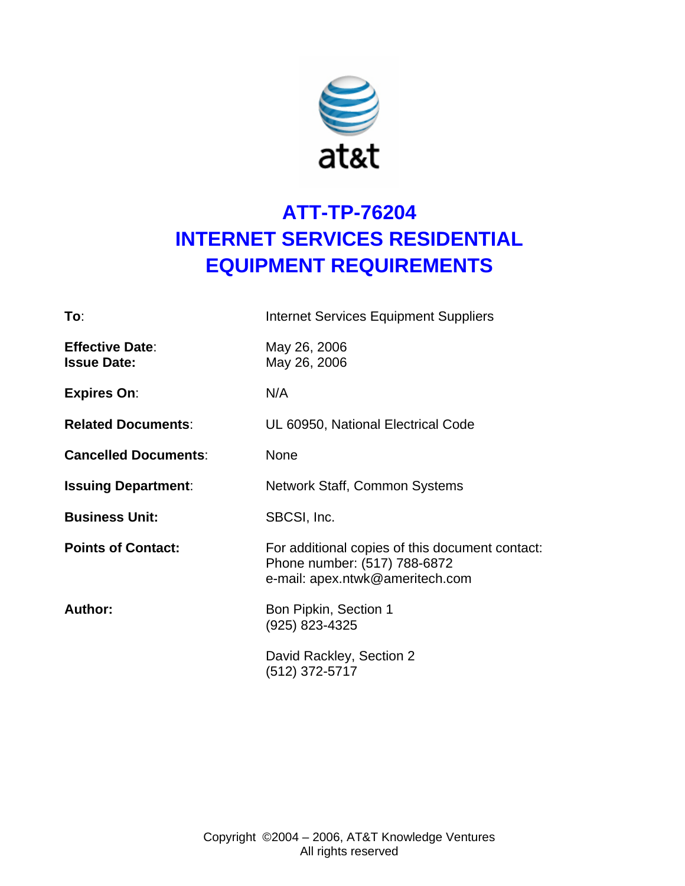at&t

# ATT-TP-76204
# INTERNET SERVICES RESIDENTIAL EQUIPMENT REQUIREMENTS

| | |
|---|---|
| **To**: | Internet Services Equipment Suppliers |
| **Effective Date**:<br>**Issue Date:** | May 26, 2006<br>May 26, 2006 |
| **Expires On**: | N/A |
| **Related Documents**: | UL 60950, National Electrical Code |
| **Cancelled Documents**: | None |
| **Issuing Department**: | Network Staff, Common Systems |
| **Business Unit:** | SBCSI, Inc. |
| **Points of Contact:** | For additional copies of this document contact:<br>Phone number: (517) 788-6872<br>e-mail: apex.ntwk@ameritech.com |
| **Author:** | Bon Pipkin, Section 1<br>(925) 823-4325<br><br>David Rackley, Section 2<br>(512) 372-5717 |

Copyright ©2004 – 2006, AT&T Knowledge Ventures
All rights reserved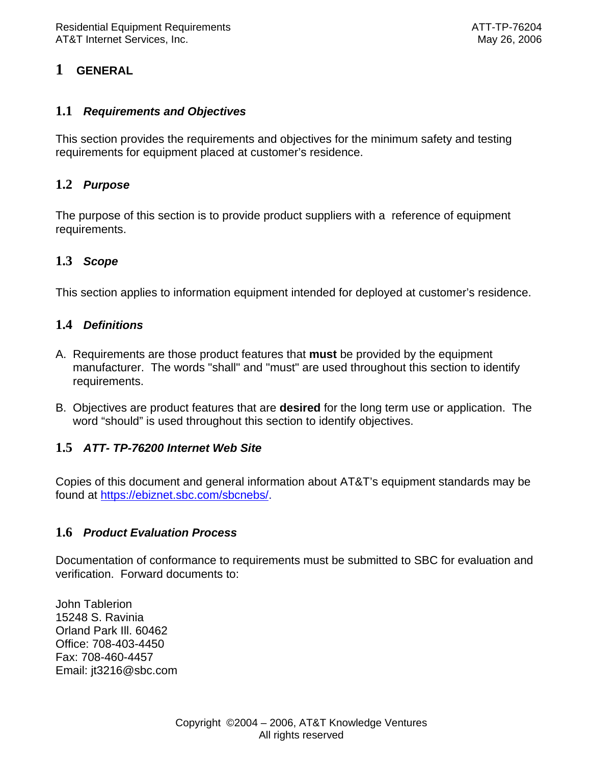# 1 GENERAL

## 1.1 *Requirements and Objectives*

This section provides the requirements and objectives for the minimum safety and testing requirements for equipment placed at customer's residence.

## 1.2 *Purpose*

The purpose of this section is to provide product suppliers with a reference of equipment requirements.

## 1.3 *Scope*

This section applies to information equipment intended for deployed at customer's residence.

## 1.4 *Definitions*

A. Requirements are those product features that **must** be provided by the equipment manufacturer. The words "shall" and "must" are used throughout this section to identify requirements.

B. Objectives are product features that are **desired** for the long term use or application. The word "should" is used throughout this section to identify objectives.

## 1.5 *ATT- TP-76200 Internet Web Site*

Copies of this document and general information about AT&T's equipment standards may be found at https://ebiznet.sbc.com/sbcnebs/.

## 1.6 *Product Evaluation Process*

Documentation of conformance to requirements must be submitted to SBC for evaluation and verification. Forward documents to:

John Tablerion
15248 S. Ravinia
Orland Park Ill. 60462
Office: 708-403-4450
Fax: 708-460-4457
Email: jt3216@sbc.com

Copyright ©2004 – 2006, AT&T Knowledge Ventures
All rights reserved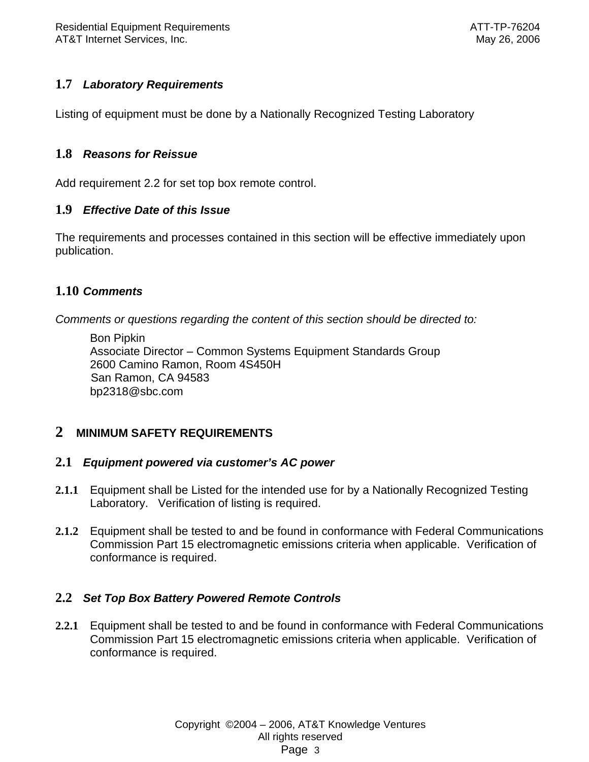## 1.7 *Laboratory Requirements*

Listing of equipment must be done by a Nationally Recognized Testing Laboratory

## 1.8 *Reasons for Reissue*

Add requirement 2.2 for set top box remote control.

## 1.9 *Effective Date of this Issue*

The requirements and processes contained in this section will be effective immediately upon publication.

## 1.10 *Comments*

*Comments or questions regarding the content of this section should be directed to:*

Bon Pipkin
Associate Director – Common Systems Equipment Standards Group
2600 Camino Ramon, Room 4S450H
San Ramon, CA 94583
bp2318@sbc.com

# 2 MINIMUM SAFETY REQUIREMENTS

## 2.1 *Equipment powered via customer's AC power*

**2.1.1** Equipment shall be Listed for the intended use for by a Nationally Recognized Testing Laboratory. Verification of listing is required.

**2.1.2** Equipment shall be tested to and be found in conformance with Federal Communications Commission Part 15 electromagnetic emissions criteria when applicable. Verification of conformance is required.

## 2.2 *Set Top Box Battery Powered Remote Controls*

**2.2.1** Equipment shall be tested to and be found in conformance with Federal Communications Commission Part 15 electromagnetic emissions criteria when applicable. Verification of conformance is required.